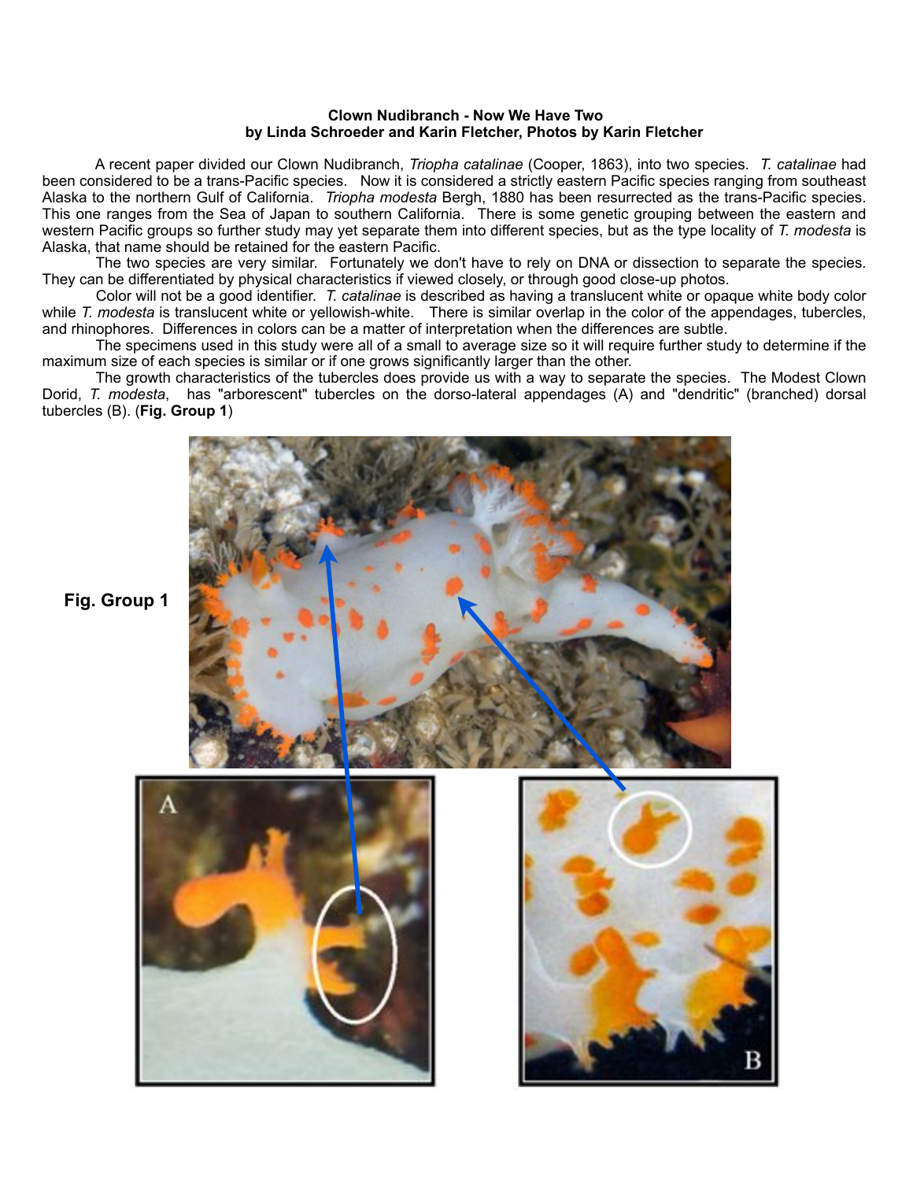**Clown Nudibranch - Now We Have Two**
**by Linda Schroeder and Karin Fletcher, Photos by Karin Fletcher**

A recent paper divided our Clown Nudibranch, *Triopha catalinae* (Cooper, 1863), into two species. *T. catalinae* had been considered to be a trans-Pacific species. Now it is considered a strictly eastern Pacific species ranging from southeast Alaska to the northern Gulf of California. *Triopha modesta* Bergh, 1880 has been resurrected as the trans-Pacific species. This one ranges from the Sea of Japan to southern California. There is some genetic grouping between the eastern and western Pacific groups so further study may yet separate them into different species, but as the type locality of *T. modesta* is Alaska, that name should be retained for the eastern Pacific.

The two species are very similar. Fortunately we don't have to rely on DNA or dissection to separate the species. They can be differentiated by physical characteristics if viewed closely, or through good close-up photos.

Color will not be a good identifier. *T. catalinae* is described as having a translucent white or opaque white body color while *T. modesta* is translucent white or yellowish-white. There is similar overlap in the color of the appendages, tubercles, and rhinophores. Differences in colors can be a matter of interpretation when the differences are subtle.

The specimens used in this study were all of a small to average size so it will require further study to determine if the maximum size of each species is similar or if one grows significantly larger than the other.

The growth characteristics of the tubercles does provide us with a way to separate the species. The Modest Clown Dorid, *T. modesta*, has "arborescent" tubercles on the dorso-lateral appendages (A) and "dendritic" (branched) dorsal tubercles (B). (**Fig. Group 1**)

**Fig. Group 1**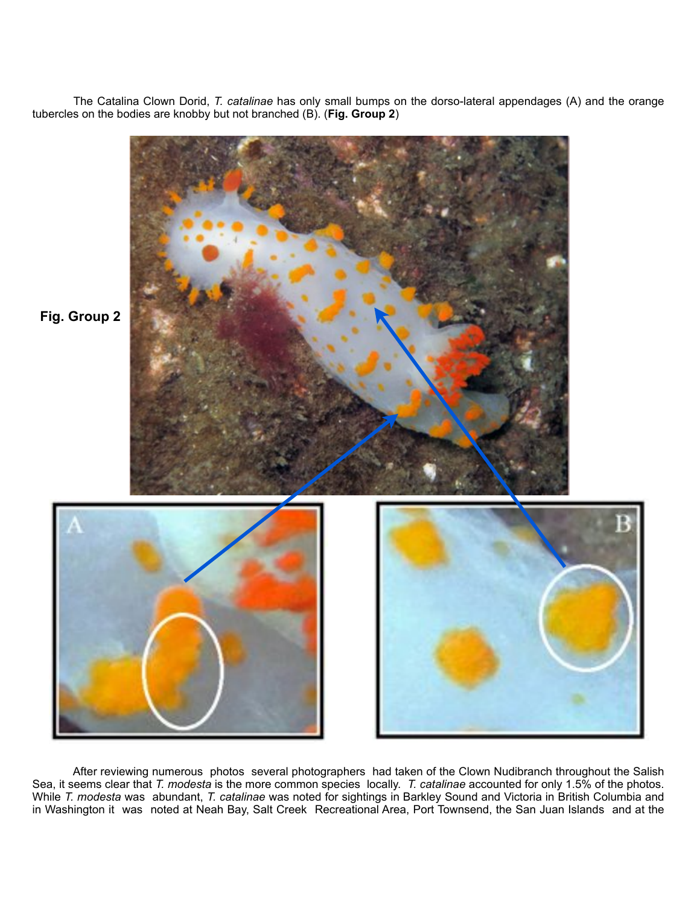The Catalina Clown Dorid, *T. catalinae* has only small bumps on the dorso-lateral appendages (A) and the orange tubercles on the bodies are knobby but not branched (B). (**Fig. Group 2**)

**Fig. Group 2**

After reviewing numerous photos several photographers had taken of the Clown Nudibranch throughout the Salish Sea, it seems clear that *T. modesta* is the more common species locally. *T. catalinae* accounted for only 1.5% of the photos. While *T. modesta* was abundant, *T. catalinae* was noted for sightings in Barkley Sound and Victoria in British Columbia and in Washington it was noted at Neah Bay, Salt Creek Recreational Area, Port Townsend, the San Juan Islands and at the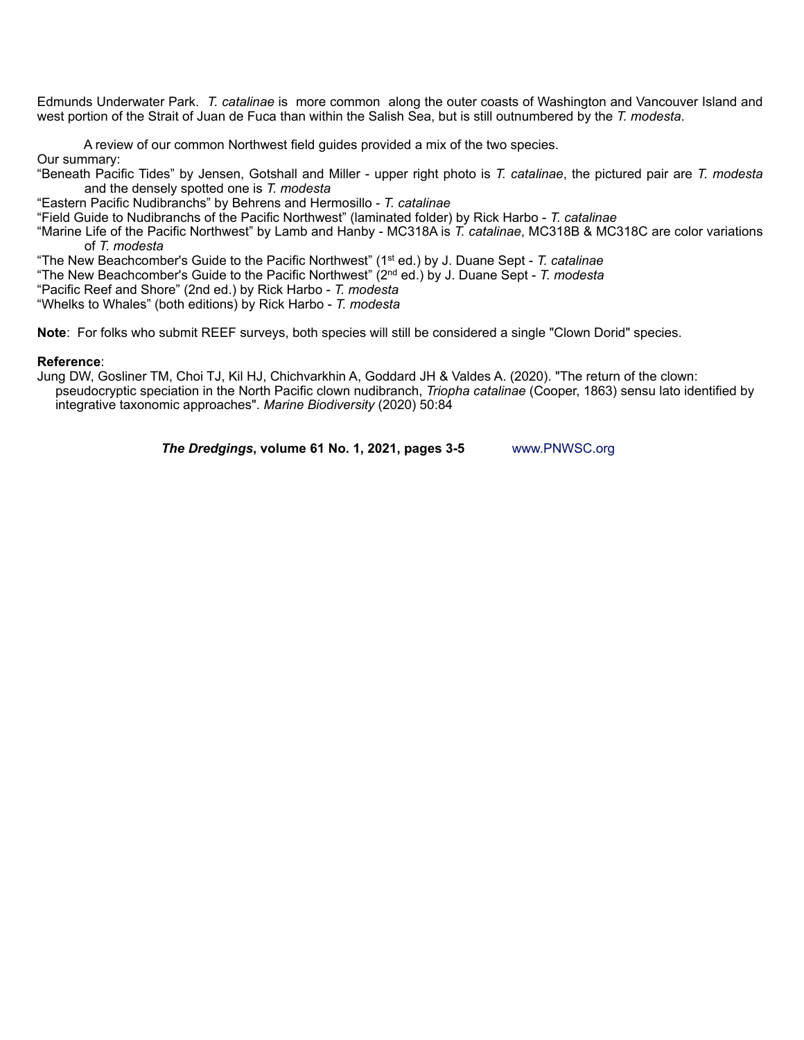Edmunds Underwater Park. *T. catalinae* is more common along the outer coasts of Washington and Vancouver Island and west portion of the Strait of Juan de Fuca than within the Salish Sea, but is still outnumbered by the *T. modesta*.

A review of our common Northwest field guides provided a mix of the two species.

Our summary:

"Beneath Pacific Tides" by Jensen, Gotshall and Miller - upper right photo is *T. catalinae*, the pictured pair are *T. modesta* and the densely spotted one is *T. modesta*

"Eastern Pacific Nudibranchs" by Behrens and Hermosillo - *T. catalinae*

"Field Guide to Nudibranchs of the Pacific Northwest" (laminated folder) by Rick Harbo - *T. catalinae*

"Marine Life of the Pacific Northwest" by Lamb and Hanby - MC318A is *T. catalinae*, MC318B & MC318C are color variations of *T. modesta*

"The New Beachcomber's Guide to the Pacific Northwest" (1st ed.) by J. Duane Sept - *T. catalinae*

"The New Beachcomber's Guide to the Pacific Northwest" (2nd ed.) by J. Duane Sept - *T. modesta*

"Pacific Reef and Shore" (2nd ed.) by Rick Harbo - *T. modesta*

"Whelks to Whales" (both editions) by Rick Harbo - *T. modesta*

**Note**: For folks who submit REEF surveys, both species will still be considered a single "Clown Dorid" species.

**Reference**:

Jung DW, Gosliner TM, Choi TJ, Kil HJ, Chichvarkhin A, Goddard JH & Valdes A. (2020). "The return of the clown: pseudocryptic speciation in the North Pacific clown nudibranch, *Triopha catalinae* (Cooper, 1863) sensu lato identified by integrative taxonomic approaches". *Marine Biodiversity* (2020) 50:84

***The Dredgings*, volume 61 No. 1, 2021, pages 3-5** www.PNWSC.org